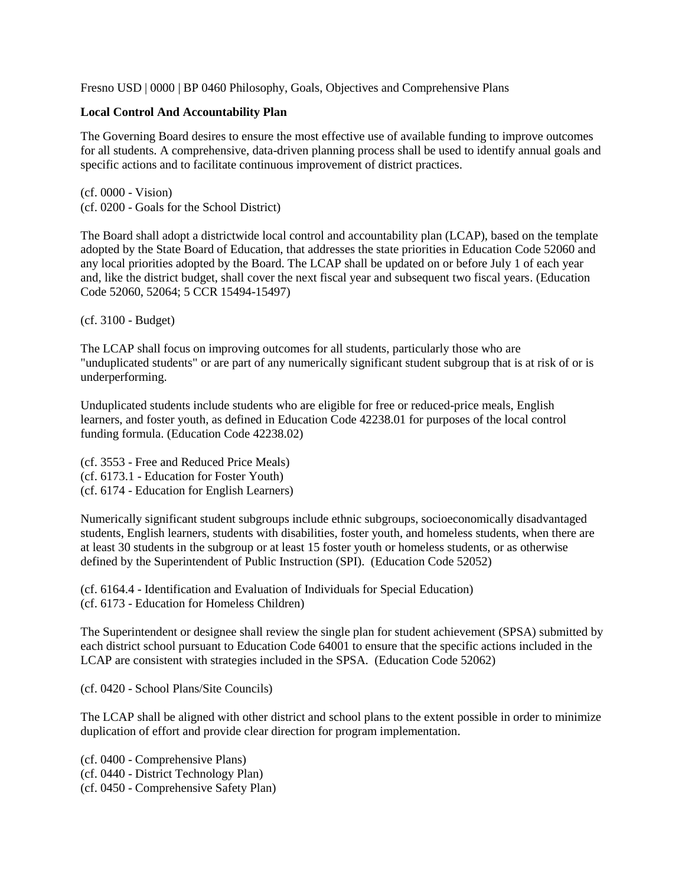Fresno USD | 0000 | BP 0460 Philosophy, Goals, Objectives and Comprehensive Plans

**Local Control And Accountability Plan**

The Governing Board desires to ensure the most effective use of available funding to improve outcomes for all students. A comprehensive, data-driven planning process shall be used to identify annual goals and specific actions and to facilitate continuous improvement of district practices.

(cf. 0000 - Vision)
(cf. 0200 - Goals for the School District)

The Board shall adopt a districtwide local control and accountability plan (LCAP), based on the template adopted by the State Board of Education, that addresses the state priorities in Education Code 52060 and any local priorities adopted by the Board. The LCAP shall be updated on or before July 1 of each year and, like the district budget, shall cover the next fiscal year and subsequent two fiscal years. (Education Code 52060, 52064; 5 CCR 15494-15497)

(cf. 3100 - Budget)

The LCAP shall focus on improving outcomes for all students, particularly those who are "unduplicated students" or are part of any numerically significant student subgroup that is at risk of or is underperforming.

Unduplicated students include students who are eligible for free or reduced-price meals, English learners, and foster youth, as defined in Education Code 42238.01 for purposes of the local control funding formula. (Education Code 42238.02)

(cf. 3553 - Free and Reduced Price Meals)
(cf. 6173.1 - Education for Foster Youth)
(cf. 6174 - Education for English Learners)

Numerically significant student subgroups include ethnic subgroups, socioeconomically disadvantaged students, English learners, students with disabilities, foster youth, and homeless students, when there are at least 30 students in the subgroup or at least 15 foster youth or homeless students, or as otherwise defined by the Superintendent of Public Instruction (SPI). (Education Code 52052)

(cf. 6164.4 - Identification and Evaluation of Individuals for Special Education)
(cf. 6173 - Education for Homeless Children)

The Superintendent or designee shall review the single plan for student achievement (SPSA) submitted by each district school pursuant to Education Code 64001 to ensure that the specific actions included in the LCAP are consistent with strategies included in the SPSA. (Education Code 52062)

(cf. 0420 - School Plans/Site Councils)

The LCAP shall be aligned with other district and school plans to the extent possible in order to minimize duplication of effort and provide clear direction for program implementation.

(cf. 0400 - Comprehensive Plans)
(cf. 0440 - District Technology Plan)
(cf. 0450 - Comprehensive Safety Plan)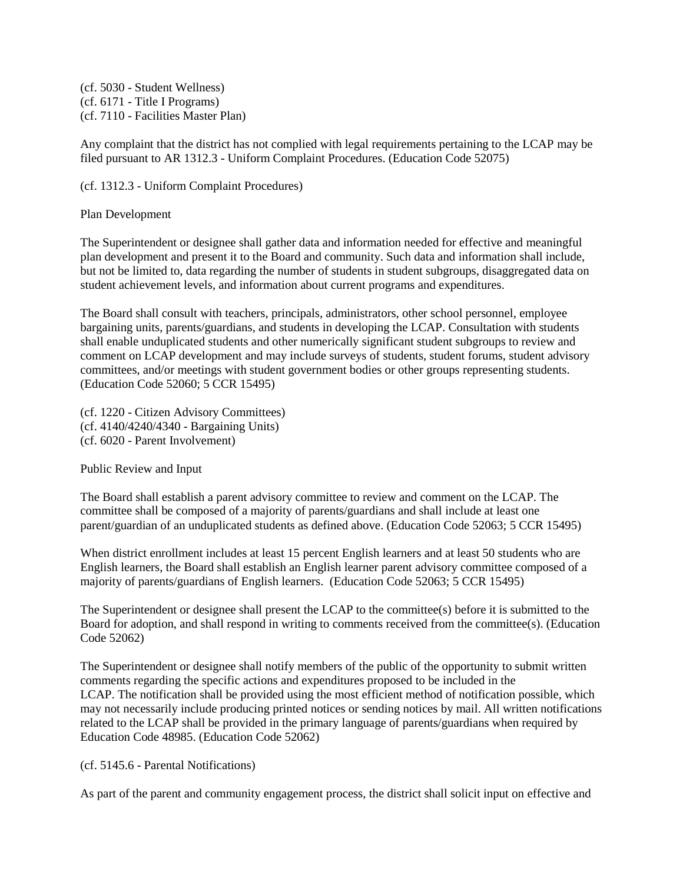(cf. 5030 - Student Wellness)
(cf. 6171 - Title I Programs)
(cf. 7110 - Facilities Master Plan)

Any complaint that the district has not complied with legal requirements pertaining to the LCAP may be filed pursuant to AR 1312.3 - Uniform Complaint Procedures. (Education Code 52075)

(cf. 1312.3 - Uniform Complaint Procedures)

Plan Development

The Superintendent or designee shall gather data and information needed for effective and meaningful plan development and present it to the Board and community. Such data and information shall include, but not be limited to, data regarding the number of students in student subgroups, disaggregated data on student achievement levels, and information about current programs and expenditures.

The Board shall consult with teachers, principals, administrators, other school personnel, employee bargaining units, parents/guardians, and students in developing the LCAP. Consultation with students shall enable unduplicated students and other numerically significant student subgroups to review and comment on LCAP development and may include surveys of students, student forums, student advisory committees, and/or meetings with student government bodies or other groups representing students. (Education Code 52060; 5 CCR 15495)

(cf. 1220 - Citizen Advisory Committees)
(cf. 4140/4240/4340 - Bargaining Units)
(cf. 6020 - Parent Involvement)

Public Review and Input

The Board shall establish a parent advisory committee to review and comment on the LCAP. The committee shall be composed of a majority of parents/guardians and shall include at least one parent/guardian of an unduplicated students as defined above. (Education Code 52063; 5 CCR 15495)

When district enrollment includes at least 15 percent English learners and at least 50 students who are English learners, the Board shall establish an English learner parent advisory committee composed of a majority of parents/guardians of English learners. (Education Code 52063; 5 CCR 15495)

The Superintendent or designee shall present the LCAP to the committee(s) before it is submitted to the Board for adoption, and shall respond in writing to comments received from the committee(s). (Education Code 52062)

The Superintendent or designee shall notify members of the public of the opportunity to submit written comments regarding the specific actions and expenditures proposed to be included in the LCAP. The notification shall be provided using the most efficient method of notification possible, which may not necessarily include producing printed notices or sending notices by mail. All written notifications related to the LCAP shall be provided in the primary language of parents/guardians when required by Education Code 48985. (Education Code 52062)

(cf. 5145.6 - Parental Notifications)

As part of the parent and community engagement process, the district shall solicit input on effective and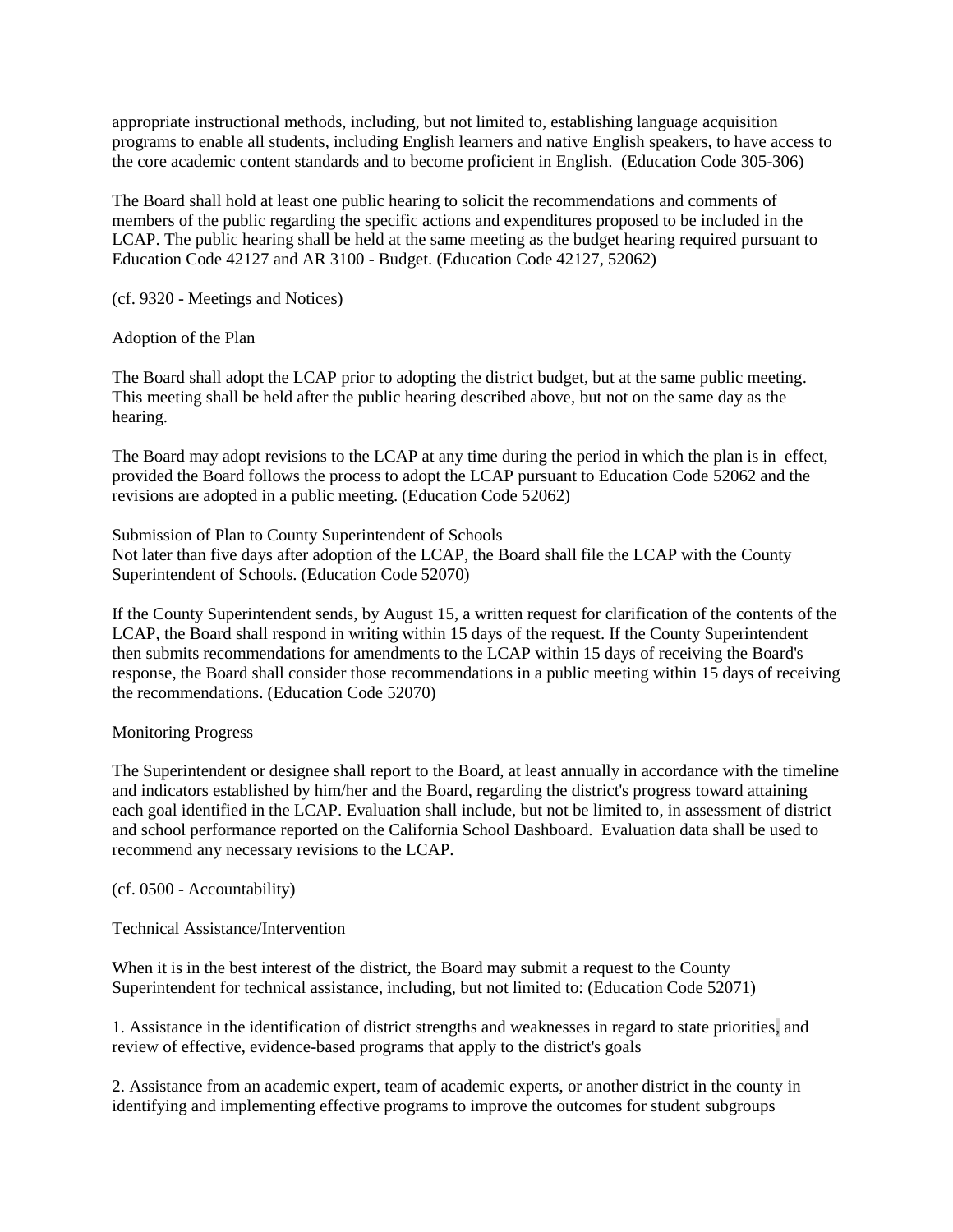appropriate instructional methods, including, but not limited to, establishing language acquisition programs to enable all students, including English learners and native English speakers, to have access to the core academic content standards and to become proficient in English. (Education Code 305-306)

The Board shall hold at least one public hearing to solicit the recommendations and comments of members of the public regarding the specific actions and expenditures proposed to be included in the LCAP. The public hearing shall be held at the same meeting as the budget hearing required pursuant to Education Code 42127 and AR 3100 - Budget. (Education Code 42127, 52062)

(cf. 9320 - Meetings and Notices)

Adoption of the Plan

The Board shall adopt the LCAP prior to adopting the district budget, but at the same public meeting. This meeting shall be held after the public hearing described above, but not on the same day as the hearing.

The Board may adopt revisions to the LCAP at any time during the period in which the plan is in effect, provided the Board follows the process to adopt the LCAP pursuant to Education Code 52062 and the revisions are adopted in a public meeting. (Education Code 52062)

Submission of Plan to County Superintendent of Schools
Not later than five days after adoption of the LCAP, the Board shall file the LCAP with the County Superintendent of Schools. (Education Code 52070)

If the County Superintendent sends, by August 15, a written request for clarification of the contents of the LCAP, the Board shall respond in writing within 15 days of the request. If the County Superintendent then submits recommendations for amendments to the LCAP within 15 days of receiving the Board's response, the Board shall consider those recommendations in a public meeting within 15 days of receiving the recommendations. (Education Code 52070)

Monitoring Progress

The Superintendent or designee shall report to the Board, at least annually in accordance with the timeline and indicators established by him/her and the Board, regarding the district's progress toward attaining each goal identified in the LCAP. Evaluation shall include, but not be limited to, in assessment of district and school performance reported on the California School Dashboard. Evaluation data shall be used to recommend any necessary revisions to the LCAP.

(cf. 0500 - Accountability)

Technical Assistance/Intervention

When it is in the best interest of the district, the Board may submit a request to the County Superintendent for technical assistance, including, but not limited to: (Education Code 52071)

1. Assistance in the identification of district strengths and weaknesses in regard to state priorities, and review of effective, evidence-based programs that apply to the district's goals

2. Assistance from an academic expert, team of academic experts, or another district in the county in identifying and implementing effective programs to improve the outcomes for student subgroups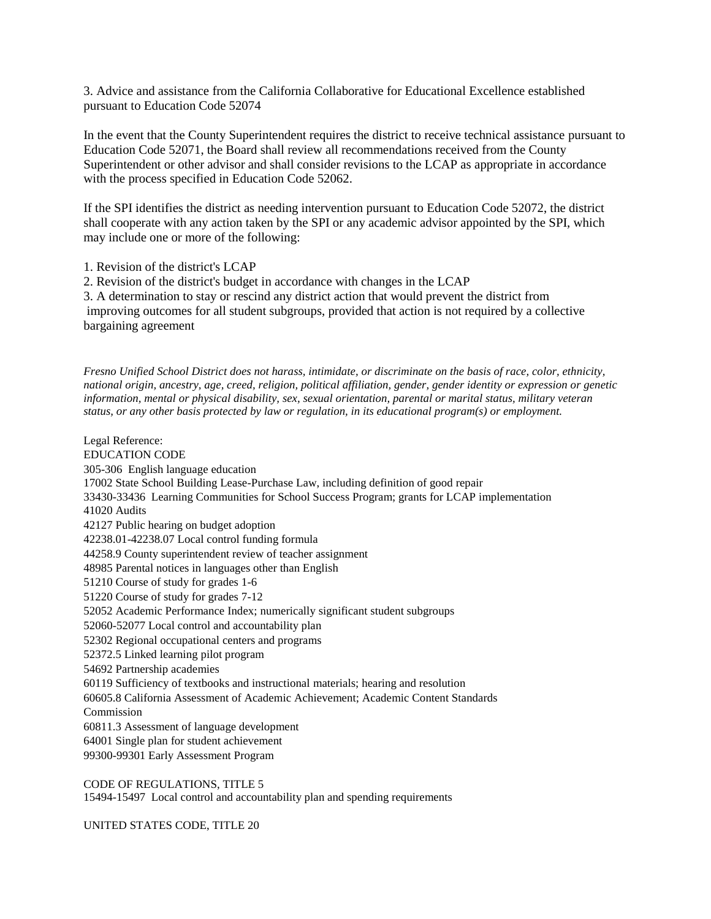3. Advice and assistance from the California Collaborative for Educational Excellence established pursuant to Education Code 52074

In the event that the County Superintendent requires the district to receive technical assistance pursuant to Education Code 52071, the Board shall review all recommendations received from the County Superintendent or other advisor and shall consider revisions to the LCAP as appropriate in accordance with the process specified in Education Code 52062.

If the SPI identifies the district as needing intervention pursuant to Education Code 52072, the district shall cooperate with any action taken by the SPI or any academic advisor appointed by the SPI, which may include one or more of the following:

1. Revision of the district's LCAP
2. Revision of the district's budget in accordance with changes in the LCAP
3. A determination to stay or rescind any district action that would prevent the district from improving outcomes for all student subgroups, provided that action is not required by a collective bargaining agreement

*Fresno Unified School District does not harass, intimidate, or discriminate on the basis of race, color, ethnicity, national origin, ancestry, age, creed, religion, political affiliation, gender, gender identity or expression or genetic information, mental or physical disability, sex, sexual orientation, parental or marital status, military veteran status, or any other basis protected by law or regulation, in its educational program(s) or employment.*

Legal Reference:
EDUCATION CODE
305-306 English language education
17002 State School Building Lease-Purchase Law, including definition of good repair
33430-33436 Learning Communities for School Success Program; grants for LCAP implementation
41020 Audits
42127 Public hearing on budget adoption
42238.01-42238.07 Local control funding formula
44258.9 County superintendent review of teacher assignment
48985 Parental notices in languages other than English
51210 Course of study for grades 1-6
51220 Course of study for grades 7-12
52052 Academic Performance Index; numerically significant student subgroups
52060-52077 Local control and accountability plan
52302 Regional occupational centers and programs
52372.5 Linked learning pilot program
54692 Partnership academies
60119 Sufficiency of textbooks and instructional materials; hearing and resolution
60605.8 California Assessment of Academic Achievement; Academic Content Standards Commission
60811.3 Assessment of language development
64001 Single plan for student achievement
99300-99301 Early Assessment Program

CODE OF REGULATIONS, TITLE 5
15494-15497 Local control and accountability plan and spending requirements

UNITED STATES CODE, TITLE 20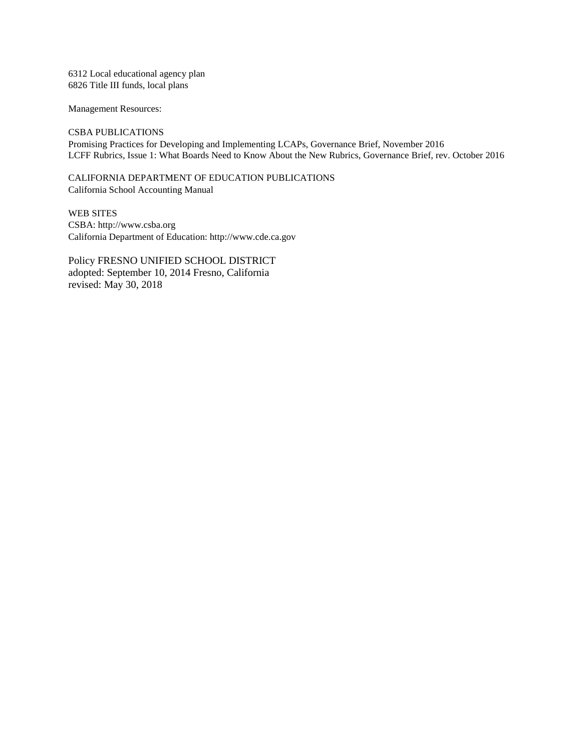6312 Local educational agency plan
6826 Title III funds, local plans

Management Resources:

CSBA PUBLICATIONS
Promising Practices for Developing and Implementing LCAPs, Governance Brief, November 2016
LCFF Rubrics, Issue 1: What Boards Need to Know About the New Rubrics, Governance Brief, rev. October 2016

CALIFORNIA DEPARTMENT OF EDUCATION PUBLICATIONS
California School Accounting Manual

WEB SITES
CSBA: http://www.csba.org
California Department of Education: http://www.cde.ca.gov

Policy FRESNO UNIFIED SCHOOL DISTRICT
adopted: September 10, 2014 Fresno, California
revised: May 30, 2018